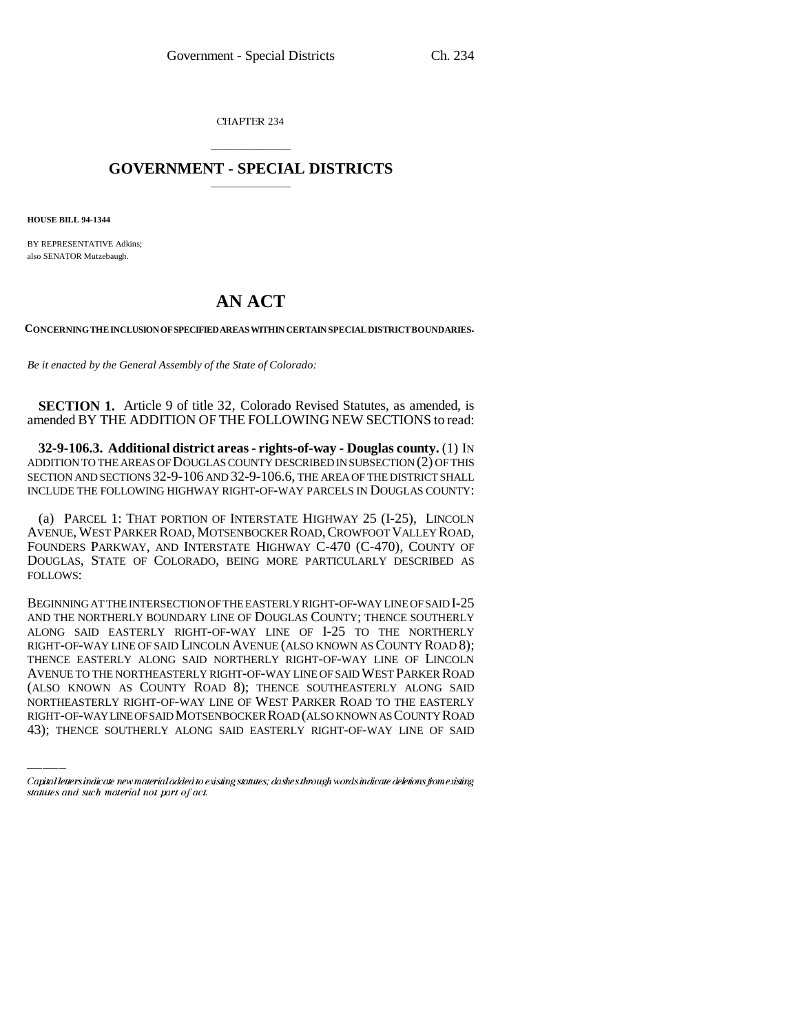CHAPTER 234

# GOVERNMENT - SPECIAL DISTRICTS

**HOUSE BILL 94-1344**

BY REPRESENTATIVE Adkins;
also SENATOR Mutzebaugh.

# AN ACT

**CONCERNING THE INCLUSION OF SPECIFIED AREAS WITHIN CERTAIN SPECIAL DISTRICT BOUNDARIES.**

*Be it enacted by the General Assembly of the State of Colorado:*

**SECTION 1.** Article 9 of title 32, Colorado Revised Statutes, as amended, is amended BY THE ADDITION OF THE FOLLOWING NEW SECTIONS to read:

**32-9-106.3. Additional district areas - rights-of-way - Douglas county.** (1) IN ADDITION TO THE AREAS OF DOUGLAS COUNTY DESCRIBED IN SUBSECTION (2) OF THIS SECTION AND SECTIONS 32-9-106 AND 32-9-106.6, THE AREA OF THE DISTRICT SHALL INCLUDE THE FOLLOWING HIGHWAY RIGHT-OF-WAY PARCELS IN DOUGLAS COUNTY:

(a) PARCEL 1: THAT PORTION OF INTERSTATE HIGHWAY 25 (I-25), LINCOLN AVENUE, WEST PARKER ROAD, MOTSENBOCKER ROAD, CROWFOOT VALLEY ROAD, FOUNDERS PARKWAY, AND INTERSTATE HIGHWAY C-470 (C-470), COUNTY OF DOUGLAS, STATE OF COLORADO, BEING MORE PARTICULARLY DESCRIBED AS FOLLOWS:

BEGINNING AT THE INTERSECTION OF THE EASTERLY RIGHT-OF-WAY LINE OF SAID I-25 AND THE NORTHERLY BOUNDARY LINE OF DOUGLAS COUNTY; THENCE SOUTHERLY ALONG SAID EASTERLY RIGHT-OF-WAY LINE OF I-25 TO THE NORTHERLY RIGHT-OF-WAY LINE OF SAID LINCOLN AVENUE (ALSO KNOWN AS COUNTY ROAD 8); THENCE EASTERLY ALONG SAID NORTHERLY RIGHT-OF-WAY LINE OF LINCOLN AVENUE TO THE NORTHEASTERLY RIGHT-OF-WAY LINE OF SAID WEST PARKER ROAD (ALSO KNOWN AS COUNTY ROAD 8); THENCE SOUTHEASTERLY ALONG SAID NORTHEASTERLY RIGHT-OF-WAY LINE OF WEST PARKER ROAD TO THE EASTERLY RIGHT-OF-WAY LINE OF SAID MOTSENBOCKER ROAD (ALSO KNOWN AS COUNTY ROAD 43); THENCE SOUTHERLY ALONG SAID EASTERLY RIGHT-OF-WAY LINE OF SAID

Capital letters indicate new material added to existing statutes; dashes through words indicate deletions from existing statutes and such material not part of act.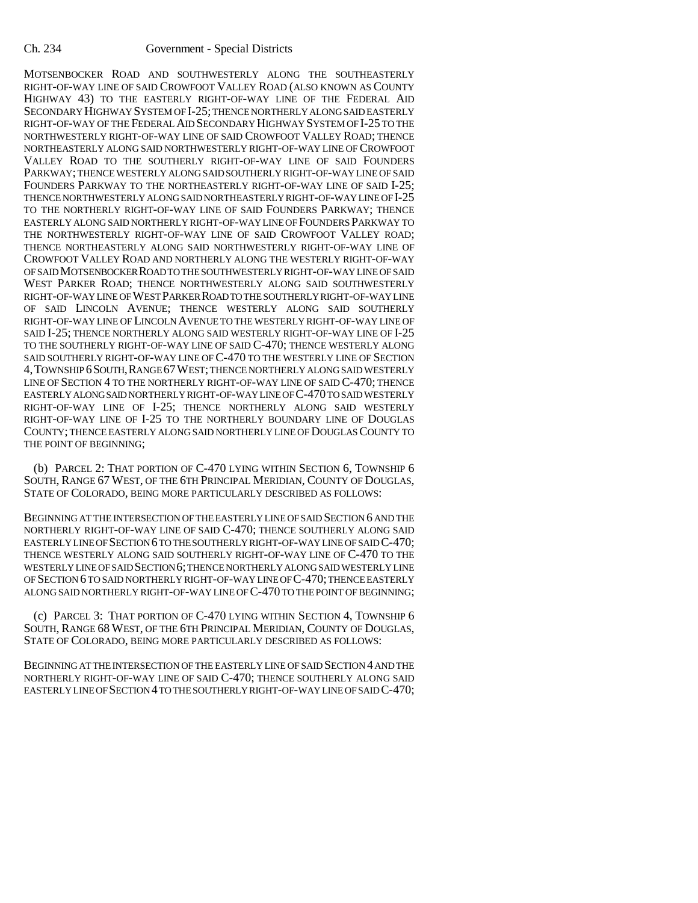MOTSENBOCKER ROAD AND SOUTHWESTERLY ALONG THE SOUTHEASTERLY RIGHT-OF-WAY LINE OF SAID CROWFOOT VALLEY ROAD (ALSO KNOWN AS COUNTY HIGHWAY 43) TO THE EASTERLY RIGHT-OF-WAY LINE OF THE FEDERAL AID SECONDARY HIGHWAY SYSTEM OF I-25; THENCE NORTHERLY ALONG SAID EASTERLY RIGHT-OF-WAY OF THE FEDERAL AID SECONDARY HIGHWAY SYSTEM OF I-25 TO THE NORTHWESTERLY RIGHT-OF-WAY LINE OF SAID CROWFOOT VALLEY ROAD; THENCE NORTHEASTERLY ALONG SAID NORTHWESTERLY RIGHT-OF-WAY LINE OF CROWFOOT VALLEY ROAD TO THE SOUTHERLY RIGHT-OF-WAY LINE OF SAID FOUNDERS PARKWAY; THENCE WESTERLY ALONG SAID SOUTHERLY RIGHT-OF-WAY LINE OF SAID FOUNDERS PARKWAY TO THE NORTHEASTERLY RIGHT-OF-WAY LINE OF SAID I-25; THENCE NORTHWESTERLY ALONG SAID NORTHEASTERLY RIGHT-OF-WAY LINE OF I-25 TO THE NORTHERLY RIGHT-OF-WAY LINE OF SAID FOUNDERS PARKWAY; THENCE EASTERLY ALONG SAID NORTHERLY RIGHT-OF-WAY LINE OF FOUNDERS PARKWAY TO THE NORTHWESTERLY RIGHT-OF-WAY LINE OF SAID CROWFOOT VALLEY ROAD; THENCE NORTHEASTERLY ALONG SAID NORTHWESTERLY RIGHT-OF-WAY LINE OF CROWFOOT VALLEY ROAD AND NORTHERLY ALONG THE WESTERLY RIGHT-OF-WAY OF SAID MOTSENBOCKER ROAD TO THE SOUTHWESTERLY RIGHT-OF-WAY LINE OF SAID WEST PARKER ROAD; THENCE NORTHWESTERLY ALONG SAID SOUTHWESTERLY RIGHT-OF-WAY LINE OF WEST PARKER ROAD TO THE SOUTHERLY RIGHT-OF-WAY LINE OF SAID LINCOLN AVENUE; THENCE WESTERLY ALONG SAID SOUTHERLY RIGHT-OF-WAY LINE OF LINCOLN AVENUE TO THE WESTERLY RIGHT-OF-WAY LINE OF SAID I-25; THENCE NORTHERLY ALONG SAID WESTERLY RIGHT-OF-WAY LINE OF I-25 TO THE SOUTHERLY RIGHT-OF-WAY LINE OF SAID C-470; THENCE WESTERLY ALONG SAID SOUTHERLY RIGHT-OF-WAY LINE OF C-470 TO THE WESTERLY LINE OF SECTION 4, TOWNSHIP 6 SOUTH, RANGE 67 WEST; THENCE NORTHERLY ALONG SAID WESTERLY LINE OF SECTION 4 TO THE NORTHERLY RIGHT-OF-WAY LINE OF SAID C-470; THENCE EASTERLY ALONG SAID NORTHERLY RIGHT-OF-WAY LINE OF C-470 TO SAID WESTERLY RIGHT-OF-WAY LINE OF I-25; THENCE NORTHERLY ALONG SAID WESTERLY RIGHT-OF-WAY LINE OF I-25 TO THE NORTHERLY BOUNDARY LINE OF DOUGLAS COUNTY; THENCE EASTERLY ALONG SAID NORTHERLY LINE OF DOUGLAS COUNTY TO THE POINT OF BEGINNING;

(b) PARCEL 2: THAT PORTION OF C-470 LYING WITHIN SECTION 6, TOWNSHIP 6 SOUTH, RANGE 67 WEST, OF THE 6TH PRINCIPAL MERIDIAN, COUNTY OF DOUGLAS, STATE OF COLORADO, BEING MORE PARTICULARLY DESCRIBED AS FOLLOWS:

BEGINNING AT THE INTERSECTION OF THE EASTERLY LINE OF SAID SECTION 6 AND THE NORTHERLY RIGHT-OF-WAY LINE OF SAID C-470; THENCE SOUTHERLY ALONG SAID EASTERLY LINE OF SECTION 6 TO THE SOUTHERLY RIGHT-OF-WAY LINE OF SAID C-470; THENCE WESTERLY ALONG SAID SOUTHERLY RIGHT-OF-WAY LINE OF C-470 TO THE WESTERLY LINE OF SAID SECTION 6; THENCE NORTHERLY ALONG SAID WESTERLY LINE OF SECTION 6 TO SAID NORTHERLY RIGHT-OF-WAY LINE OF C-470; THENCE EASTERLY ALONG SAID NORTHERLY RIGHT-OF-WAY LINE OF C-470 TO THE POINT OF BEGINNING;

(c) PARCEL 3: THAT PORTION OF C-470 LYING WITHIN SECTION 4, TOWNSHIP 6 SOUTH, RANGE 68 WEST, OF THE 6TH PRINCIPAL MERIDIAN, COUNTY OF DOUGLAS, STATE OF COLORADO, BEING MORE PARTICULARLY DESCRIBED AS FOLLOWS:

BEGINNING AT THE INTERSECTION OF THE EASTERLY LINE OF SAID SECTION 4 AND THE NORTHERLY RIGHT-OF-WAY LINE OF SAID C-470; THENCE SOUTHERLY ALONG SAID EASTERLY LINE OF SECTION 4 TO THE SOUTHERLY RIGHT-OF-WAY LINE OF SAID C-470;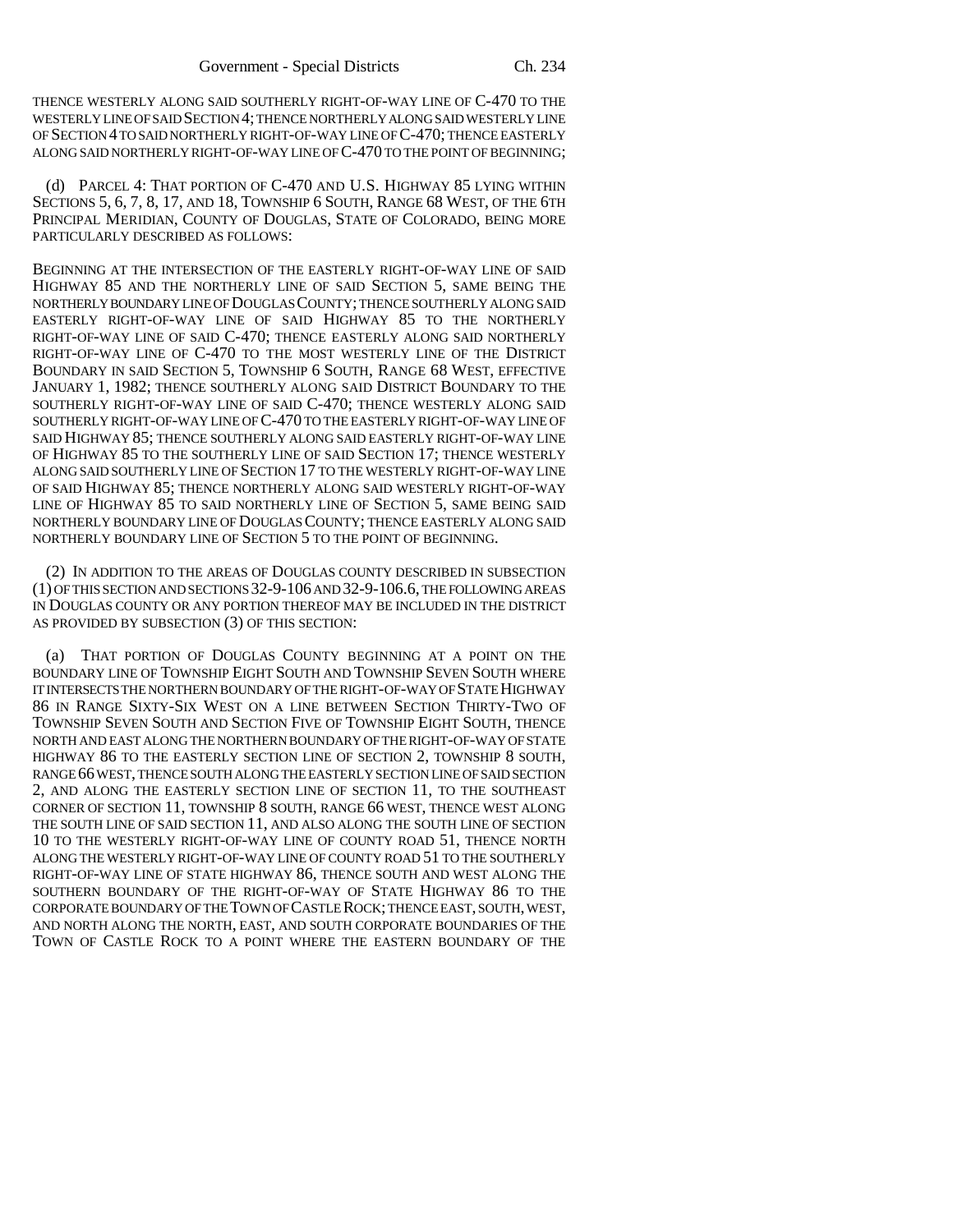THENCE WESTERLY ALONG SAID SOUTHERLY RIGHT-OF-WAY LINE OF C-470 TO THE WESTERLY LINE OF SAID SECTION 4; THENCE NORTHERLY ALONG SAID WESTERLY LINE OF SECTION 4 TO SAID NORTHERLY RIGHT-OF-WAY LINE OF C-470; THENCE EASTERLY ALONG SAID NORTHERLY RIGHT-OF-WAY LINE OF C-470 TO THE POINT OF BEGINNING;

(d) PARCEL 4: THAT PORTION OF C-470 AND U.S. HIGHWAY 85 LYING WITHIN SECTIONS 5, 6, 7, 8, 17, AND 18, TOWNSHIP 6 SOUTH, RANGE 68 WEST, OF THE 6TH PRINCIPAL MERIDIAN, COUNTY OF DOUGLAS, STATE OF COLORADO, BEING MORE PARTICULARLY DESCRIBED AS FOLLOWS:

BEGINNING AT THE INTERSECTION OF THE EASTERLY RIGHT-OF-WAY LINE OF SAID HIGHWAY 85 AND THE NORTHERLY LINE OF SAID SECTION 5, SAME BEING THE NORTHERLY BOUNDARY LINE OF DOUGLAS COUNTY; THENCE SOUTHERLY ALONG SAID EASTERLY RIGHT-OF-WAY LINE OF SAID HIGHWAY 85 TO THE NORTHERLY RIGHT-OF-WAY LINE OF SAID C-470; THENCE EASTERLY ALONG SAID NORTHERLY RIGHT-OF-WAY LINE OF C-470 TO THE MOST WESTERLY LINE OF THE DISTRICT BOUNDARY IN SAID SECTION 5, TOWNSHIP 6 SOUTH, RANGE 68 WEST, EFFECTIVE JANUARY 1, 1982; THENCE SOUTHERLY ALONG SAID DISTRICT BOUNDARY TO THE SOUTHERLY RIGHT-OF-WAY LINE OF SAID C-470; THENCE WESTERLY ALONG SAID SOUTHERLY RIGHT-OF-WAY LINE OF C-470 TO THE EASTERLY RIGHT-OF-WAY LINE OF SAID HIGHWAY 85; THENCE SOUTHERLY ALONG SAID EASTERLY RIGHT-OF-WAY LINE OF HIGHWAY 85 TO THE SOUTHERLY LINE OF SAID SECTION 17; THENCE WESTERLY ALONG SAID SOUTHERLY LINE OF SECTION 17 TO THE WESTERLY RIGHT-OF-WAY LINE OF SAID HIGHWAY 85; THENCE NORTHERLY ALONG SAID WESTERLY RIGHT-OF-WAY LINE OF HIGHWAY 85 TO SAID NORTHERLY LINE OF SECTION 5, SAME BEING SAID NORTHERLY BOUNDARY LINE OF DOUGLAS COUNTY; THENCE EASTERLY ALONG SAID NORTHERLY BOUNDARY LINE OF SECTION 5 TO THE POINT OF BEGINNING.

(2) IN ADDITION TO THE AREAS OF DOUGLAS COUNTY DESCRIBED IN SUBSECTION (1) OF THIS SECTION AND SECTIONS 32-9-106 AND 32-9-106.6, THE FOLLOWING AREAS IN DOUGLAS COUNTY OR ANY PORTION THEREOF MAY BE INCLUDED IN THE DISTRICT AS PROVIDED BY SUBSECTION (3) OF THIS SECTION:

(a) THAT PORTION OF DOUGLAS COUNTY BEGINNING AT A POINT ON THE BOUNDARY LINE OF TOWNSHIP EIGHT SOUTH AND TOWNSHIP SEVEN SOUTH WHERE IT INTERSECTS THE NORTHERN BOUNDARY OF THE RIGHT-OF-WAY OF STATE HIGHWAY 86 IN RANGE SIXTY-SIX WEST ON A LINE BETWEEN SECTION THIRTY-TWO OF TOWNSHIP SEVEN SOUTH AND SECTION FIVE OF TOWNSHIP EIGHT SOUTH, THENCE NORTH AND EAST ALONG THE NORTHERN BOUNDARY OF THE RIGHT-OF-WAY OF STATE HIGHWAY 86 TO THE EASTERLY SECTION LINE OF SECTION 2, TOWNSHIP 8 SOUTH, RANGE 66 WEST, THENCE SOUTH ALONG THE EASTERLY SECTION LINE OF SAID SECTION 2, AND ALONG THE EASTERLY SECTION LINE OF SECTION 11, TO THE SOUTHEAST CORNER OF SECTION 11, TOWNSHIP 8 SOUTH, RANGE 66 WEST, THENCE WEST ALONG THE SOUTH LINE OF SAID SECTION 11, AND ALSO ALONG THE SOUTH LINE OF SECTION 10 TO THE WESTERLY RIGHT-OF-WAY LINE OF COUNTY ROAD 51, THENCE NORTH ALONG THE WESTERLY RIGHT-OF-WAY LINE OF COUNTY ROAD 51 TO THE SOUTHERLY RIGHT-OF-WAY LINE OF STATE HIGHWAY 86, THENCE SOUTH AND WEST ALONG THE SOUTHERN BOUNDARY OF THE RIGHT-OF-WAY OF STATE HIGHWAY 86 TO THE CORPORATE BOUNDARY OF THE TOWN OF CASTLE ROCK; THENCE EAST, SOUTH, WEST, AND NORTH ALONG THE NORTH, EAST, AND SOUTH CORPORATE BOUNDARIES OF THE TOWN OF CASTLE ROCK TO A POINT WHERE THE EASTERN BOUNDARY OF THE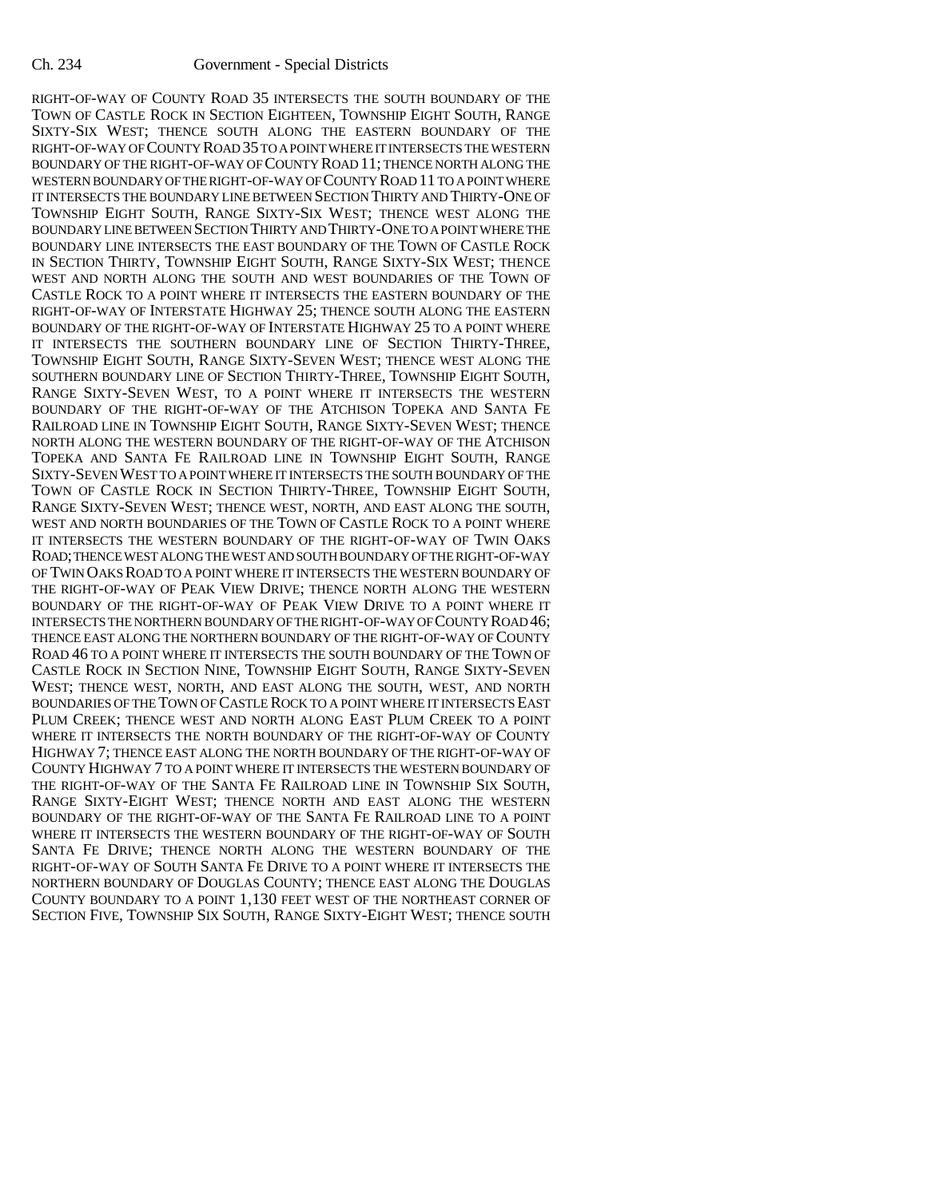RIGHT-OF-WAY OF COUNTY ROAD 35 INTERSECTS THE SOUTH BOUNDARY OF THE TOWN OF CASTLE ROCK IN SECTION EIGHTEEN, TOWNSHIP EIGHT SOUTH, RANGE SIXTY-SIX WEST; THENCE SOUTH ALONG THE EASTERN BOUNDARY OF THE RIGHT-OF-WAY OF COUNTY ROAD 35 TO A POINT WHERE IT INTERSECTS THE WESTERN BOUNDARY OF THE RIGHT-OF-WAY OF COUNTY ROAD 11; THENCE NORTH ALONG THE WESTERN BOUNDARY OF THE RIGHT-OF-WAY OF COUNTY ROAD 11 TO A POINT WHERE IT INTERSECTS THE BOUNDARY LINE BETWEEN SECTION THIRTY AND THIRTY-ONE OF TOWNSHIP EIGHT SOUTH, RANGE SIXTY-SIX WEST; THENCE WEST ALONG THE BOUNDARY LINE BETWEEN SECTION THIRTY AND THIRTY-ONE TO A POINT WHERE THE BOUNDARY LINE INTERSECTS THE EAST BOUNDARY OF THE TOWN OF CASTLE ROCK IN SECTION THIRTY, TOWNSHIP EIGHT SOUTH, RANGE SIXTY-SIX WEST; THENCE WEST AND NORTH ALONG THE SOUTH AND WEST BOUNDARIES OF THE TOWN OF CASTLE ROCK TO A POINT WHERE IT INTERSECTS THE EASTERN BOUNDARY OF THE RIGHT-OF-WAY OF INTERSTATE HIGHWAY 25; THENCE SOUTH ALONG THE EASTERN BOUNDARY OF THE RIGHT-OF-WAY OF INTERSTATE HIGHWAY 25 TO A POINT WHERE IT INTERSECTS THE SOUTHERN BOUNDARY LINE OF SECTION THIRTY-THREE, TOWNSHIP EIGHT SOUTH, RANGE SIXTY-SEVEN WEST; THENCE WEST ALONG THE SOUTHERN BOUNDARY LINE OF SECTION THIRTY-THREE, TOWNSHIP EIGHT SOUTH, RANGE SIXTY-SEVEN WEST, TO A POINT WHERE IT INTERSECTS THE WESTERN BOUNDARY OF THE RIGHT-OF-WAY OF THE ATCHISON TOPEKA AND SANTA FE RAILROAD LINE IN TOWNSHIP EIGHT SOUTH, RANGE SIXTY-SEVEN WEST; THENCE NORTH ALONG THE WESTERN BOUNDARY OF THE RIGHT-OF-WAY OF THE ATCHISON TOPEKA AND SANTA FE RAILROAD LINE IN TOWNSHIP EIGHT SOUTH, RANGE SIXTY-SEVEN WEST TO A POINT WHERE IT INTERSECTS THE SOUTH BOUNDARY OF THE TOWN OF CASTLE ROCK IN SECTION THIRTY-THREE, TOWNSHIP EIGHT SOUTH, RANGE SIXTY-SEVEN WEST; THENCE WEST, NORTH, AND EAST ALONG THE SOUTH, WEST AND NORTH BOUNDARIES OF THE TOWN OF CASTLE ROCK TO A POINT WHERE IT INTERSECTS THE WESTERN BOUNDARY OF THE RIGHT-OF-WAY OF TWIN OAKS ROAD; THENCE WEST ALONG THE WEST AND SOUTH BOUNDARY OF THE RIGHT-OF-WAY OF TWIN OAKS ROAD TO A POINT WHERE IT INTERSECTS THE WESTERN BOUNDARY OF THE RIGHT-OF-WAY OF PEAK VIEW DRIVE; THENCE NORTH ALONG THE WESTERN BOUNDARY OF THE RIGHT-OF-WAY OF PEAK VIEW DRIVE TO A POINT WHERE IT INTERSECTS THE NORTHERN BOUNDARY OF THE RIGHT-OF-WAY OF COUNTY ROAD 46; THENCE EAST ALONG THE NORTHERN BOUNDARY OF THE RIGHT-OF-WAY OF COUNTY ROAD 46 TO A POINT WHERE IT INTERSECTS THE SOUTH BOUNDARY OF THE TOWN OF CASTLE ROCK IN SECTION NINE, TOWNSHIP EIGHT SOUTH, RANGE SIXTY-SEVEN WEST; THENCE WEST, NORTH, AND EAST ALONG THE SOUTH, WEST, AND NORTH BOUNDARIES OF THE TOWN OF CASTLE ROCK TO A POINT WHERE IT INTERSECTS EAST PLUM CREEK; THENCE WEST AND NORTH ALONG EAST PLUM CREEK TO A POINT WHERE IT INTERSECTS THE NORTH BOUNDARY OF THE RIGHT-OF-WAY OF COUNTY HIGHWAY 7; THENCE EAST ALONG THE NORTH BOUNDARY OF THE RIGHT-OF-WAY OF COUNTY HIGHWAY 7 TO A POINT WHERE IT INTERSECTS THE WESTERN BOUNDARY OF THE RIGHT-OF-WAY OF THE SANTA FE RAILROAD LINE IN TOWNSHIP SIX SOUTH, RANGE SIXTY-EIGHT WEST; THENCE NORTH AND EAST ALONG THE WESTERN BOUNDARY OF THE RIGHT-OF-WAY OF THE SANTA FE RAILROAD LINE TO A POINT WHERE IT INTERSECTS THE WESTERN BOUNDARY OF THE RIGHT-OF-WAY OF SOUTH SANTA FE DRIVE; THENCE NORTH ALONG THE WESTERN BOUNDARY OF THE RIGHT-OF-WAY OF SOUTH SANTA FE DRIVE TO A POINT WHERE IT INTERSECTS THE NORTHERN BOUNDARY OF DOUGLAS COUNTY; THENCE EAST ALONG THE DOUGLAS COUNTY BOUNDARY TO A POINT 1,130 FEET WEST OF THE NORTHEAST CORNER OF SECTION FIVE, TOWNSHIP SIX SOUTH, RANGE SIXTY-EIGHT WEST; THENCE SOUTH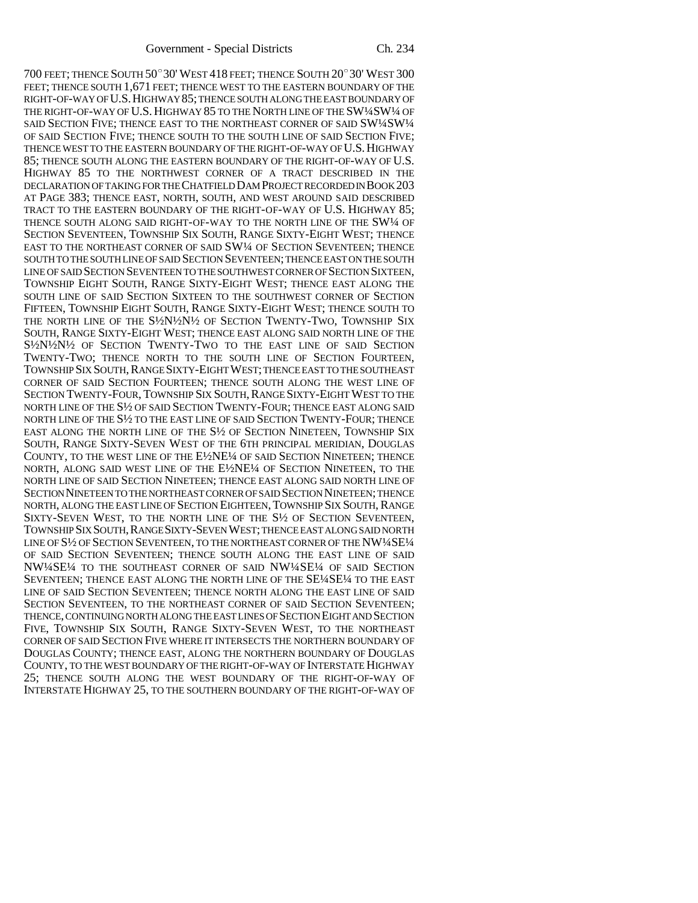700 FEET; THENCE SOUTH 50°30' WEST 418 FEET; THENCE SOUTH 20°30' WEST 300 FEET; THENCE SOUTH 1,671 FEET; THENCE WEST TO THE EASTERN BOUNDARY OF THE RIGHT-OF-WAY OF U.S. HIGHWAY 85; THENCE SOUTH ALONG THE EAST BOUNDARY OF THE RIGHT-OF-WAY OF U.S. HIGHWAY 85 TO THE NORTH LINE OF THE SW¼SW¼ OF SAID SECTION FIVE; THENCE EAST TO THE NORTHEAST CORNER OF SAID SW¼SW¼ OF SAID SECTION FIVE; THENCE SOUTH TO THE SOUTH LINE OF SAID SECTION FIVE; THENCE WEST TO THE EASTERN BOUNDARY OF THE RIGHT-OF-WAY OF U.S. HIGHWAY 85; THENCE SOUTH ALONG THE EASTERN BOUNDARY OF THE RIGHT-OF-WAY OF U.S. HIGHWAY 85 TO THE NORTHWEST CORNER OF A TRACT DESCRIBED IN THE DECLARATION OF TAKING FOR THE CHATFIELD DAM PROJECT RECORDED IN BOOK 203 AT PAGE 383; THENCE EAST, NORTH, SOUTH, AND WEST AROUND SAID DESCRIBED TRACT TO THE EASTERN BOUNDARY OF THE RIGHT-OF-WAY OF U.S. HIGHWAY 85; THENCE SOUTH ALONG SAID RIGHT-OF-WAY TO THE NORTH LINE OF THE SW¼ OF SECTION SEVENTEEN, TOWNSHIP SIX SOUTH, RANGE SIXTY-EIGHT WEST; THENCE EAST TO THE NORTHEAST CORNER OF SAID SW¼ OF SECTION SEVENTEEN; THENCE SOUTH TO THE SOUTH LINE OF SAID SECTION SEVENTEEN; THENCE EAST ON THE SOUTH LINE OF SAID SECTION SEVENTEEN TO THE SOUTHWEST CORNER OF SECTION SIXTEEN, TOWNSHIP EIGHT SOUTH, RANGE SIXTY-EIGHT WEST; THENCE EAST ALONG THE SOUTH LINE OF SAID SECTION SIXTEEN TO THE SOUTHWEST CORNER OF SECTION FIFTEEN, TOWNSHIP EIGHT SOUTH, RANGE SIXTY-EIGHT WEST; THENCE SOUTH TO THE NORTH LINE OF THE S½N½N½ OF SECTION TWENTY-TWO, TOWNSHIP SIX SOUTH, RANGE SIXTY-EIGHT WEST; THENCE EAST ALONG SAID NORTH LINE OF THE S½N½N½ OF SECTION TWENTY-TWO TO THE EAST LINE OF SAID SECTION TWENTY-TWO; THENCE NORTH TO THE SOUTH LINE OF SECTION FOURTEEN, TOWNSHIP SIX SOUTH, RANGE SIXTY-EIGHT WEST; THENCE EAST TO THE SOUTHEAST CORNER OF SAID SECTION FOURTEEN; THENCE SOUTH ALONG THE WEST LINE OF SECTION TWENTY-FOUR, TOWNSHIP SIX SOUTH, RANGE SIXTY-EIGHT WEST TO THE NORTH LINE OF THE S½ OF SAID SECTION TWENTY-FOUR; THENCE EAST ALONG SAID NORTH LINE OF THE S½ TO THE EAST LINE OF SAID SECTION TWENTY-FOUR; THENCE EAST ALONG THE NORTH LINE OF THE S½ OF SECTION NINETEEN, TOWNSHIP SIX SOUTH, RANGE SIXTY-SEVEN WEST OF THE 6TH PRINCIPAL MERIDIAN, DOUGLAS COUNTY, TO THE WEST LINE OF THE E½NE¼ OF SAID SECTION NINETEEN; THENCE NORTH, ALONG SAID WEST LINE OF THE E½NE¼ OF SECTION NINETEEN, TO THE NORTH LINE OF SAID SECTION NINETEEN; THENCE EAST ALONG SAID NORTH LINE OF SECTION NINETEEN TO THE NORTHEAST CORNER OF SAID SECTION NINETEEN; THENCE NORTH, ALONG THE EAST LINE OF SECTION EIGHTEEN, TOWNSHIP SIX SOUTH, RANGE SIXTY-SEVEN WEST, TO THE NORTH LINE OF THE S½ OF SECTION SEVENTEEN, TOWNSHIP SIX SOUTH, RANGE SIXTY-SEVEN WEST; THENCE EAST ALONG SAID NORTH LINE OF S½ OF SECTION SEVENTEEN, TO THE NORTHEAST CORNER OF THE NW¼SE¼ OF SAID SECTION SEVENTEEN; THENCE SOUTH ALONG THE EAST LINE OF SAID NW¼SE¼ TO THE SOUTHEAST CORNER OF SAID NW¼SE¼ OF SAID SECTION SEVENTEEN; THENCE EAST ALONG THE NORTH LINE OF THE SE¼SE¼ TO THE EAST LINE OF SAID SECTION SEVENTEEN; THENCE NORTH ALONG THE EAST LINE OF SAID SECTION SEVENTEEN, TO THE NORTHEAST CORNER OF SAID SECTION SEVENTEEN; THENCE, CONTINUING NORTH ALONG THE EAST LINES OF SECTION EIGHT AND SECTION FIVE, TOWNSHIP SIX SOUTH, RANGE SIXTY-SEVEN WEST, TO THE NORTHEAST CORNER OF SAID SECTION FIVE WHERE IT INTERSECTS THE NORTHERN BOUNDARY OF DOUGLAS COUNTY; THENCE EAST, ALONG THE NORTHERN BOUNDARY OF DOUGLAS COUNTY, TO THE WEST BOUNDARY OF THE RIGHT-OF-WAY OF INTERSTATE HIGHWAY 25; THENCE SOUTH ALONG THE WEST BOUNDARY OF THE RIGHT-OF-WAY OF INTERSTATE HIGHWAY 25, TO THE SOUTHERN BOUNDARY OF THE RIGHT-OF-WAY OF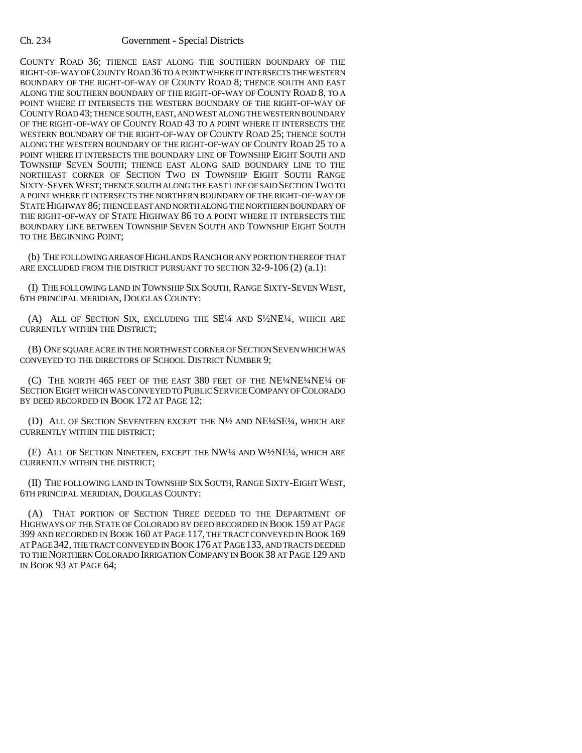COUNTY ROAD 36; THENCE EAST ALONG THE SOUTHERN BOUNDARY OF THE RIGHT-OF-WAY OF COUNTY ROAD 36 TO A POINT WHERE IT INTERSECTS THE WESTERN BOUNDARY OF THE RIGHT-OF-WAY OF COUNTY ROAD 8; THENCE SOUTH AND EAST ALONG THE SOUTHERN BOUNDARY OF THE RIGHT-OF-WAY OF COUNTY ROAD 8, TO A POINT WHERE IT INTERSECTS THE WESTERN BOUNDARY OF THE RIGHT-OF-WAY OF COUNTY ROAD 43; THENCE SOUTH, EAST, AND WEST ALONG THE WESTERN BOUNDARY OF THE RIGHT-OF-WAY OF COUNTY ROAD 43 TO A POINT WHERE IT INTERSECTS THE WESTERN BOUNDARY OF THE RIGHT-OF-WAY OF COUNTY ROAD 25; THENCE SOUTH ALONG THE WESTERN BOUNDARY OF THE RIGHT-OF-WAY OF COUNTY ROAD 25 TO A POINT WHERE IT INTERSECTS THE BOUNDARY LINE OF TOWNSHIP EIGHT SOUTH AND TOWNSHIP SEVEN SOUTH; THENCE EAST ALONG SAID BOUNDARY LINE TO THE NORTHEAST CORNER OF SECTION TWO IN TOWNSHIP EIGHT SOUTH RANGE SIXTY-SEVEN WEST; THENCE SOUTH ALONG THE EAST LINE OF SAID SECTION TWO TO A POINT WHERE IT INTERSECTS THE NORTHERN BOUNDARY OF THE RIGHT-OF-WAY OF STATE HIGHWAY 86; THENCE EAST AND NORTH ALONG THE NORTHERN BOUNDARY OF THE RIGHT-OF-WAY OF STATE HIGHWAY 86 TO A POINT WHERE IT INTERSECTS THE BOUNDARY LINE BETWEEN TOWNSHIP SEVEN SOUTH AND TOWNSHIP EIGHT SOUTH TO THE BEGINNING POINT;

(b) THE FOLLOWING AREAS OF HIGHLANDS RANCH OR ANY PORTION THEREOF THAT ARE EXCLUDED FROM THE DISTRICT PURSUANT TO SECTION 32-9-106 (2) (a.1):

(I) THE FOLLOWING LAND IN TOWNSHIP SIX SOUTH, RANGE SIXTY-SEVEN WEST, 6TH PRINCIPAL MERIDIAN, DOUGLAS COUNTY:

(A) ALL OF SECTION SIX, EXCLUDING THE SE¼ AND S½NE¼, WHICH ARE CURRENTLY WITHIN THE DISTRICT;

(B) ONE SQUARE ACRE IN THE NORTHWEST CORNER OF SECTION SEVEN WHICH WAS CONVEYED TO THE DIRECTORS OF SCHOOL DISTRICT NUMBER 9;

(C) THE NORTH 465 FEET OF THE EAST 380 FEET OF THE NE¼NE¼NE¼ OF SECTION EIGHT WHICH WAS CONVEYED TO PUBLIC SERVICE COMPANY OF COLORADO BY DEED RECORDED IN BOOK 172 AT PAGE 12;

(D) ALL OF SECTION SEVENTEEN EXCEPT THE N½ AND NE¼SE¼, WHICH ARE CURRENTLY WITHIN THE DISTRICT;

(E) ALL OF SECTION NINETEEN, EXCEPT THE NW¼ AND W½NE¼, WHICH ARE CURRENTLY WITHIN THE DISTRICT;

(II) THE FOLLOWING LAND IN TOWNSHIP SIX SOUTH, RANGE SIXTY-EIGHT WEST, 6TH PRINCIPAL MERIDIAN, DOUGLAS COUNTY:

(A) THAT PORTION OF SECTION THREE DEEDED TO THE DEPARTMENT OF HIGHWAYS OF THE STATE OF COLORADO BY DEED RECORDED IN BOOK 159 AT PAGE 399 AND RECORDED IN BOOK 160 AT PAGE 117, THE TRACT CONVEYED IN BOOK 169 AT PAGE 342, THE TRACT CONVEYED IN BOOK 176 AT PAGE 133, AND TRACTS DEEDED TO THE NORTHERN COLORADO IRRIGATION COMPANY IN BOOK 38 AT PAGE 129 AND IN BOOK 93 AT PAGE 64;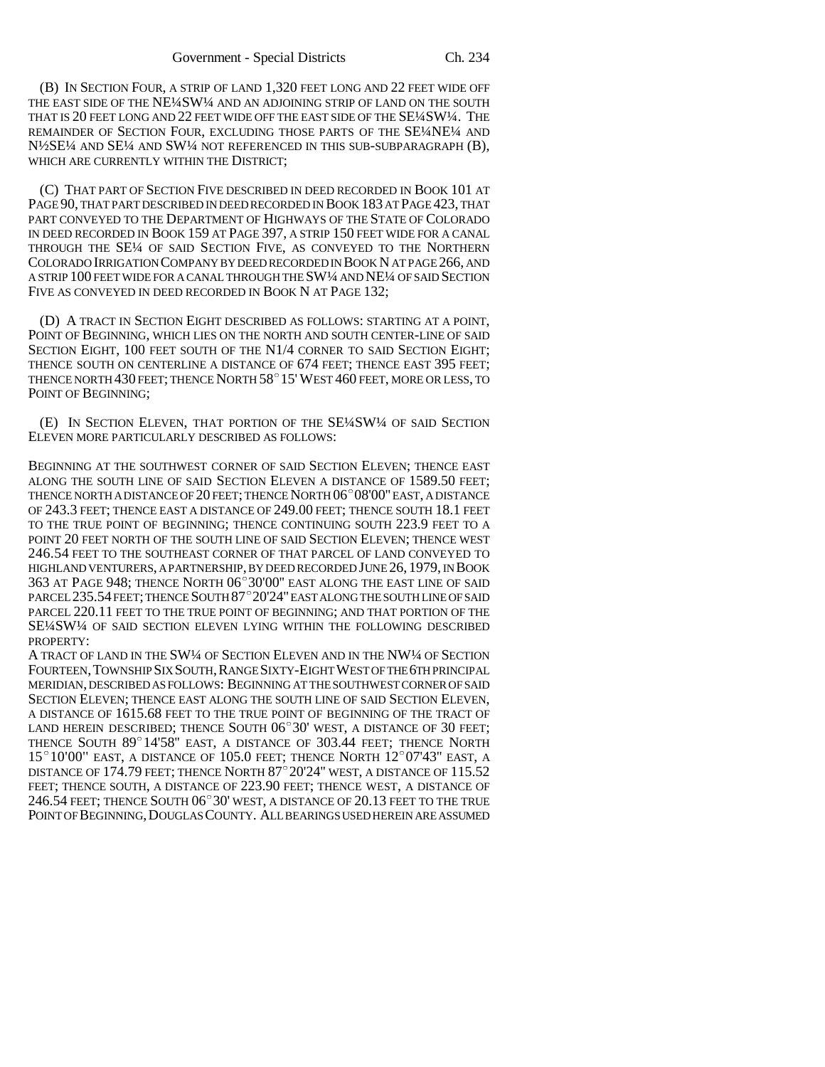(B) IN SECTION FOUR, A STRIP OF LAND 1,320 FEET LONG AND 22 FEET WIDE OFF THE EAST SIDE OF THE NE¼SW¼ AND AN ADJOINING STRIP OF LAND ON THE SOUTH THAT IS 20 FEET LONG AND 22 FEET WIDE OFF THE EAST SIDE OF THE SE¼SW¼. THE REMAINDER OF SECTION FOUR, EXCLUDING THOSE PARTS OF THE SE¼NE¼ AND N½SE¼ AND SE¼ AND SW¼ NOT REFERENCED IN THIS SUB-SUBPARAGRAPH (B), WHICH ARE CURRENTLY WITHIN THE DISTRICT;

(C) THAT PART OF SECTION FIVE DESCRIBED IN DEED RECORDED IN BOOK 101 AT PAGE 90, THAT PART DESCRIBED IN DEED RECORDED IN BOOK 183 AT PAGE 423, THAT PART CONVEYED TO THE DEPARTMENT OF HIGHWAYS OF THE STATE OF COLORADO IN DEED RECORDED IN BOOK 159 AT PAGE 397, A STRIP 150 FEET WIDE FOR A CANAL THROUGH THE SE¼ OF SAID SECTION FIVE, AS CONVEYED TO THE NORTHERN COLORADO IRRIGATION COMPANY BY DEED RECORDED IN BOOK N AT PAGE 266, AND A STRIP 100 FEET WIDE FOR A CANAL THROUGH THE SW¼ AND NE¼ OF SAID SECTION FIVE AS CONVEYED IN DEED RECORDED IN BOOK N AT PAGE 132;

(D) A TRACT IN SECTION EIGHT DESCRIBED AS FOLLOWS: STARTING AT A POINT, POINT OF BEGINNING, WHICH LIES ON THE NORTH AND SOUTH CENTER-LINE OF SAID SECTION EIGHT, 100 FEET SOUTH OF THE N1/4 CORNER TO SAID SECTION EIGHT; THENCE SOUTH ON CENTERLINE A DISTANCE OF 674 FEET; THENCE EAST 395 FEET; THENCE NORTH 430 FEET; THENCE NORTH 58°15' WEST 460 FEET, MORE OR LESS, TO POINT OF BEGINNING;

(E) IN SECTION ELEVEN, THAT PORTION OF THE SE¼SW¼ OF SAID SECTION ELEVEN MORE PARTICULARLY DESCRIBED AS FOLLOWS:

BEGINNING AT THE SOUTHWEST CORNER OF SAID SECTION ELEVEN; THENCE EAST ALONG THE SOUTH LINE OF SAID SECTION ELEVEN A DISTANCE OF 1589.50 FEET; THENCE NORTH A DISTANCE OF 20 FEET; THENCE NORTH 06°08'00" EAST, A DISTANCE OF 243.3 FEET; THENCE EAST A DISTANCE OF 249.00 FEET; THENCE SOUTH 18.1 FEET TO THE TRUE POINT OF BEGINNING; THENCE CONTINUING SOUTH 223.9 FEET TO A POINT 20 FEET NORTH OF THE SOUTH LINE OF SAID SECTION ELEVEN; THENCE WEST 246.54 FEET TO THE SOUTHEAST CORNER OF THAT PARCEL OF LAND CONVEYED TO HIGHLAND VENTURERS, A PARTNERSHIP, BY DEED RECORDED JUNE 26, 1979, IN BOOK 363 AT PAGE 948; THENCE NORTH 06°30'00" EAST ALONG THE EAST LINE OF SAID PARCEL 235.54 FEET; THENCE SOUTH 87°20'24" EAST ALONG THE SOUTH LINE OF SAID PARCEL 220.11 FEET TO THE TRUE POINT OF BEGINNING; AND THAT PORTION OF THE SE¼SW¼ OF SAID SECTION ELEVEN LYING WITHIN THE FOLLOWING DESCRIBED PROPERTY:

A TRACT OF LAND IN THE SW¼ OF SECTION ELEVEN AND IN THE NW¼ OF SECTION FOURTEEN, TOWNSHIP SIX SOUTH, RANGE SIXTY-EIGHT WEST OF THE 6TH PRINCIPAL MERIDIAN, DESCRIBED AS FOLLOWS: BEGINNING AT THE SOUTHWEST CORNER OF SAID SECTION ELEVEN; THENCE EAST ALONG THE SOUTH LINE OF SAID SECTION ELEVEN, A DISTANCE OF 1615.68 FEET TO THE TRUE POINT OF BEGINNING OF THE TRACT OF LAND HEREIN DESCRIBED; THENCE SOUTH 06°30' WEST, A DISTANCE OF 30 FEET; THENCE SOUTH 89°14'58" EAST, A DISTANCE OF 303.44 FEET; THENCE NORTH 15°10'00" EAST, A DISTANCE OF 105.0 FEET; THENCE NORTH 12°07'43" EAST, A DISTANCE OF 174.79 FEET; THENCE NORTH 87°20'24" WEST, A DISTANCE OF 115.52 FEET; THENCE SOUTH, A DISTANCE OF 223.90 FEET; THENCE WEST, A DISTANCE OF 246.54 FEET; THENCE SOUTH 06°30' WEST, A DISTANCE OF 20.13 FEET TO THE TRUE POINT OF BEGINNING, DOUGLAS COUNTY. ALL BEARINGS USED HEREIN ARE ASSUMED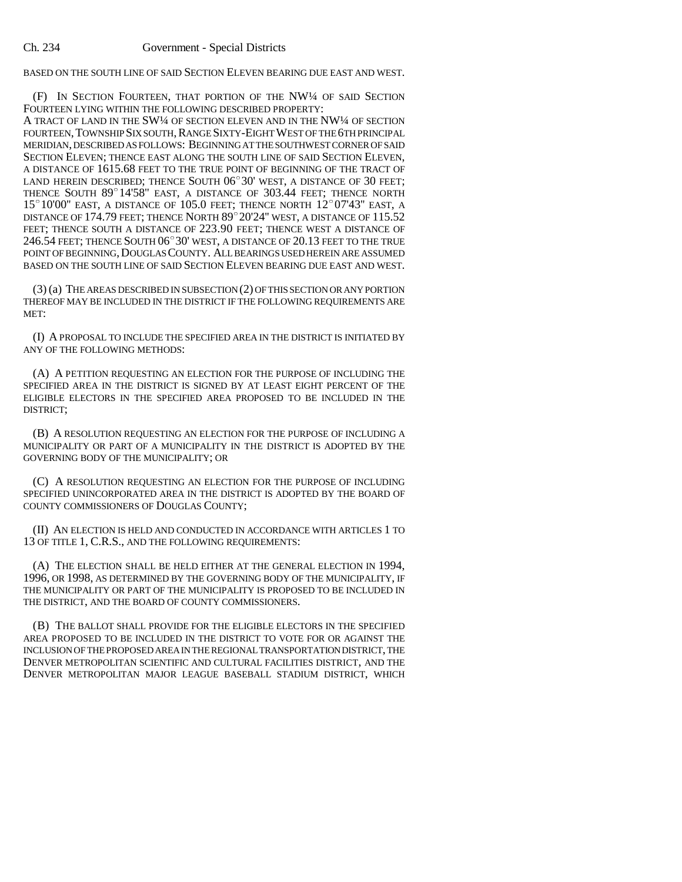BASED ON THE SOUTH LINE OF SAID SECTION ELEVEN BEARING DUE EAST AND WEST.

(F) IN SECTION FOURTEEN, THAT PORTION OF THE NW¼ OF SAID SECTION FOURTEEN LYING WITHIN THE FOLLOWING DESCRIBED PROPERTY:
A TRACT OF LAND IN THE SW¼ OF SECTION ELEVEN AND IN THE NW¼ OF SECTION FOURTEEN, TOWNSHIP SIX SOUTH, RANGE SIXTY-EIGHT WEST OF THE 6TH PRINCIPAL MERIDIAN, DESCRIBED AS FOLLOWS: BEGINNING AT THE SOUTHWEST CORNER OF SAID SECTION ELEVEN; THENCE EAST ALONG THE SOUTH LINE OF SAID SECTION ELEVEN, A DISTANCE OF 1615.68 FEET TO THE TRUE POINT OF BEGINNING OF THE TRACT OF LAND HEREIN DESCRIBED; THENCE SOUTH 06°30' WEST, A DISTANCE OF 30 FEET; THENCE SOUTH 89°14'58" EAST, A DISTANCE OF 303.44 FEET; THENCE NORTH 15°10'00" EAST, A DISTANCE OF 105.0 FEET; THENCE NORTH 12°07'43" EAST, A DISTANCE OF 174.79 FEET; THENCE NORTH 89°20'24" WEST, A DISTANCE OF 115.52 FEET; THENCE SOUTH A DISTANCE OF 223.90 FEET; THENCE WEST A DISTANCE OF 246.54 FEET; THENCE SOUTH 06°30' WEST, A DISTANCE OF 20.13 FEET TO THE TRUE POINT OF BEGINNING, DOUGLAS COUNTY. ALL BEARINGS USED HEREIN ARE ASSUMED BASED ON THE SOUTH LINE OF SAID SECTION ELEVEN BEARING DUE EAST AND WEST.

(3) (a) THE AREAS DESCRIBED IN SUBSECTION (2) OF THIS SECTION OR ANY PORTION THEREOF MAY BE INCLUDED IN THE DISTRICT IF THE FOLLOWING REQUIREMENTS ARE MET:

(I) A PROPOSAL TO INCLUDE THE SPECIFIED AREA IN THE DISTRICT IS INITIATED BY ANY OF THE FOLLOWING METHODS:

(A) A PETITION REQUESTING AN ELECTION FOR THE PURPOSE OF INCLUDING THE SPECIFIED AREA IN THE DISTRICT IS SIGNED BY AT LEAST EIGHT PERCENT OF THE ELIGIBLE ELECTORS IN THE SPECIFIED AREA PROPOSED TO BE INCLUDED IN THE DISTRICT;

(B) A RESOLUTION REQUESTING AN ELECTION FOR THE PURPOSE OF INCLUDING A MUNICIPALITY OR PART OF A MUNICIPALITY IN THE DISTRICT IS ADOPTED BY THE GOVERNING BODY OF THE MUNICIPALITY; OR

(C) A RESOLUTION REQUESTING AN ELECTION FOR THE PURPOSE OF INCLUDING SPECIFIED UNINCORPORATED AREA IN THE DISTRICT IS ADOPTED BY THE BOARD OF COUNTY COMMISSIONERS OF DOUGLAS COUNTY;

(II) AN ELECTION IS HELD AND CONDUCTED IN ACCORDANCE WITH ARTICLES 1 TO 13 OF TITLE 1, C.R.S., AND THE FOLLOWING REQUIREMENTS:

(A) THE ELECTION SHALL BE HELD EITHER AT THE GENERAL ELECTION IN 1994, 1996, OR 1998, AS DETERMINED BY THE GOVERNING BODY OF THE MUNICIPALITY, IF THE MUNICIPALITY OR PART OF THE MUNICIPALITY IS PROPOSED TO BE INCLUDED IN THE DISTRICT, AND THE BOARD OF COUNTY COMMISSIONERS.

(B) THE BALLOT SHALL PROVIDE FOR THE ELIGIBLE ELECTORS IN THE SPECIFIED AREA PROPOSED TO BE INCLUDED IN THE DISTRICT TO VOTE FOR OR AGAINST THE INCLUSION OF THE PROPOSED AREA IN THE REGIONAL TRANSPORTATION DISTRICT, THE DENVER METROPOLITAN SCIENTIFIC AND CULTURAL FACILITIES DISTRICT, AND THE DENVER METROPOLITAN MAJOR LEAGUE BASEBALL STADIUM DISTRICT, WHICH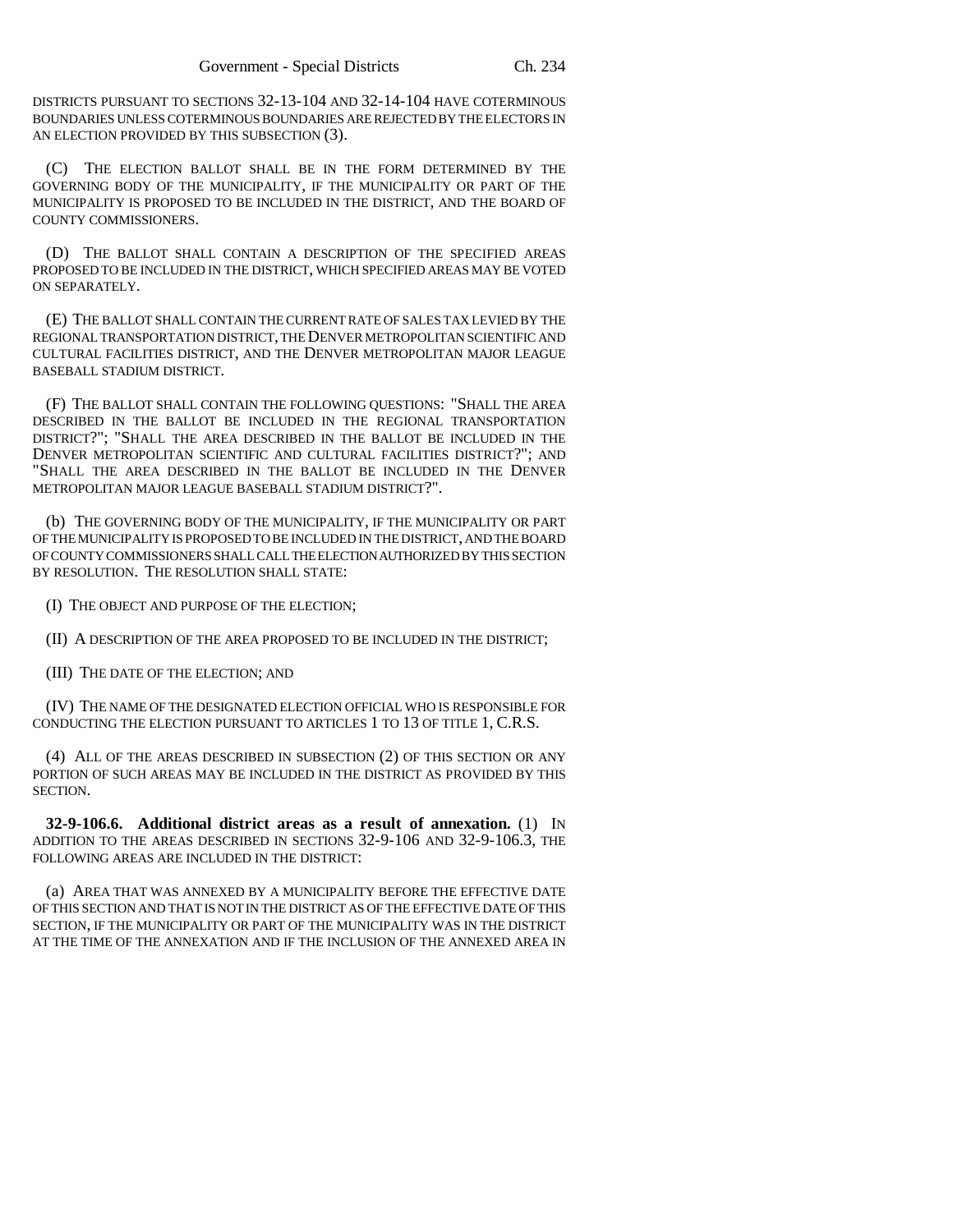DISTRICTS PURSUANT TO SECTIONS 32-13-104 AND 32-14-104 HAVE COTERMINOUS BOUNDARIES UNLESS COTERMINOUS BOUNDARIES ARE REJECTED BY THE ELECTORS IN AN ELECTION PROVIDED BY THIS SUBSECTION (3).

(C) THE ELECTION BALLOT SHALL BE IN THE FORM DETERMINED BY THE GOVERNING BODY OF THE MUNICIPALITY, IF THE MUNICIPALITY OR PART OF THE MUNICIPALITY IS PROPOSED TO BE INCLUDED IN THE DISTRICT, AND THE BOARD OF COUNTY COMMISSIONERS.

(D) THE BALLOT SHALL CONTAIN A DESCRIPTION OF THE SPECIFIED AREAS PROPOSED TO BE INCLUDED IN THE DISTRICT, WHICH SPECIFIED AREAS MAY BE VOTED ON SEPARATELY.

(E) THE BALLOT SHALL CONTAIN THE CURRENT RATE OF SALES TAX LEVIED BY THE REGIONAL TRANSPORTATION DISTRICT, THE DENVER METROPOLITAN SCIENTIFIC AND CULTURAL FACILITIES DISTRICT, AND THE DENVER METROPOLITAN MAJOR LEAGUE BASEBALL STADIUM DISTRICT.

(F) THE BALLOT SHALL CONTAIN THE FOLLOWING QUESTIONS: "SHALL THE AREA DESCRIBED IN THE BALLOT BE INCLUDED IN THE REGIONAL TRANSPORTATION DISTRICT?"; "SHALL THE AREA DESCRIBED IN THE BALLOT BE INCLUDED IN THE DENVER METROPOLITAN SCIENTIFIC AND CULTURAL FACILITIES DISTRICT?"; AND "SHALL THE AREA DESCRIBED IN THE BALLOT BE INCLUDED IN THE DENVER METROPOLITAN MAJOR LEAGUE BASEBALL STADIUM DISTRICT?".

(b) THE GOVERNING BODY OF THE MUNICIPALITY, IF THE MUNICIPALITY OR PART OF THE MUNICIPALITY IS PROPOSED TO BE INCLUDED IN THE DISTRICT, AND THE BOARD OF COUNTY COMMISSIONERS SHALL CALL THE ELECTION AUTHORIZED BY THIS SECTION BY RESOLUTION. THE RESOLUTION SHALL STATE:

(I) THE OBJECT AND PURPOSE OF THE ELECTION;

(II) A DESCRIPTION OF THE AREA PROPOSED TO BE INCLUDED IN THE DISTRICT;

(III) THE DATE OF THE ELECTION; AND

(IV) THE NAME OF THE DESIGNATED ELECTION OFFICIAL WHO IS RESPONSIBLE FOR CONDUCTING THE ELECTION PURSUANT TO ARTICLES 1 TO 13 OF TITLE 1, C.R.S.

(4) ALL OF THE AREAS DESCRIBED IN SUBSECTION (2) OF THIS SECTION OR ANY PORTION OF SUCH AREAS MAY BE INCLUDED IN THE DISTRICT AS PROVIDED BY THIS SECTION.

**32-9-106.6. Additional district areas as a result of annexation.** (1) IN ADDITION TO THE AREAS DESCRIBED IN SECTIONS 32-9-106 AND 32-9-106.3, THE FOLLOWING AREAS ARE INCLUDED IN THE DISTRICT:

(a) AREA THAT WAS ANNEXED BY A MUNICIPALITY BEFORE THE EFFECTIVE DATE OF THIS SECTION AND THAT IS NOT IN THE DISTRICT AS OF THE EFFECTIVE DATE OF THIS SECTION, IF THE MUNICIPALITY OR PART OF THE MUNICIPALITY WAS IN THE DISTRICT AT THE TIME OF THE ANNEXATION AND IF THE INCLUSION OF THE ANNEXED AREA IN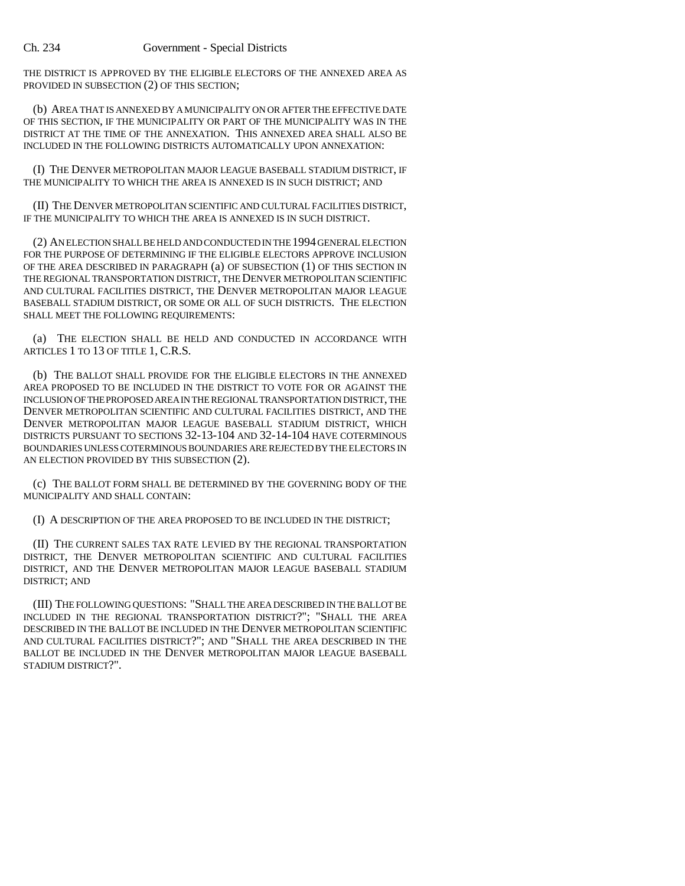THE DISTRICT IS APPROVED BY THE ELIGIBLE ELECTORS OF THE ANNEXED AREA AS PROVIDED IN SUBSECTION (2) OF THIS SECTION;

(b) AREA THAT IS ANNEXED BY A MUNICIPALITY ON OR AFTER THE EFFECTIVE DATE OF THIS SECTION, IF THE MUNICIPALITY OR PART OF THE MUNICIPALITY WAS IN THE DISTRICT AT THE TIME OF THE ANNEXATION. THIS ANNEXED AREA SHALL ALSO BE INCLUDED IN THE FOLLOWING DISTRICTS AUTOMATICALLY UPON ANNEXATION:

(I) THE DENVER METROPOLITAN MAJOR LEAGUE BASEBALL STADIUM DISTRICT, IF THE MUNICIPALITY TO WHICH THE AREA IS ANNEXED IS IN SUCH DISTRICT; AND

(II) THE DENVER METROPOLITAN SCIENTIFIC AND CULTURAL FACILITIES DISTRICT, IF THE MUNICIPALITY TO WHICH THE AREA IS ANNEXED IS IN SUCH DISTRICT.

(2) AN ELECTION SHALL BE HELD AND CONDUCTED IN THE 1994 GENERAL ELECTION FOR THE PURPOSE OF DETERMINING IF THE ELIGIBLE ELECTORS APPROVE INCLUSION OF THE AREA DESCRIBED IN PARAGRAPH (a) OF SUBSECTION (1) OF THIS SECTION IN THE REGIONAL TRANSPORTATION DISTRICT, THE DENVER METROPOLITAN SCIENTIFIC AND CULTURAL FACILITIES DISTRICT, THE DENVER METROPOLITAN MAJOR LEAGUE BASEBALL STADIUM DISTRICT, OR SOME OR ALL OF SUCH DISTRICTS. THE ELECTION SHALL MEET THE FOLLOWING REQUIREMENTS:

(a) THE ELECTION SHALL BE HELD AND CONDUCTED IN ACCORDANCE WITH ARTICLES 1 TO 13 OF TITLE 1, C.R.S.

(b) THE BALLOT SHALL PROVIDE FOR THE ELIGIBLE ELECTORS IN THE ANNEXED AREA PROPOSED TO BE INCLUDED IN THE DISTRICT TO VOTE FOR OR AGAINST THE INCLUSION OF THE PROPOSED AREA IN THE REGIONAL TRANSPORTATION DISTRICT, THE DENVER METROPOLITAN SCIENTIFIC AND CULTURAL FACILITIES DISTRICT, AND THE DENVER METROPOLITAN MAJOR LEAGUE BASEBALL STADIUM DISTRICT, WHICH DISTRICTS PURSUANT TO SECTIONS 32-13-104 AND 32-14-104 HAVE COTERMINOUS BOUNDARIES UNLESS COTERMINOUS BOUNDARIES ARE REJECTED BY THE ELECTORS IN AN ELECTION PROVIDED BY THIS SUBSECTION (2).

(c) THE BALLOT FORM SHALL BE DETERMINED BY THE GOVERNING BODY OF THE MUNICIPALITY AND SHALL CONTAIN:

(I) A DESCRIPTION OF THE AREA PROPOSED TO BE INCLUDED IN THE DISTRICT;

(II) THE CURRENT SALES TAX RATE LEVIED BY THE REGIONAL TRANSPORTATION DISTRICT, THE DENVER METROPOLITAN SCIENTIFIC AND CULTURAL FACILITIES DISTRICT, AND THE DENVER METROPOLITAN MAJOR LEAGUE BASEBALL STADIUM DISTRICT; AND

(III) THE FOLLOWING QUESTIONS: "SHALL THE AREA DESCRIBED IN THE BALLOT BE INCLUDED IN THE REGIONAL TRANSPORTATION DISTRICT?"; "SHALL THE AREA DESCRIBED IN THE BALLOT BE INCLUDED IN THE DENVER METROPOLITAN SCIENTIFIC AND CULTURAL FACILITIES DISTRICT?"; AND "SHALL THE AREA DESCRIBED IN THE BALLOT BE INCLUDED IN THE DENVER METROPOLITAN MAJOR LEAGUE BASEBALL STADIUM DISTRICT?".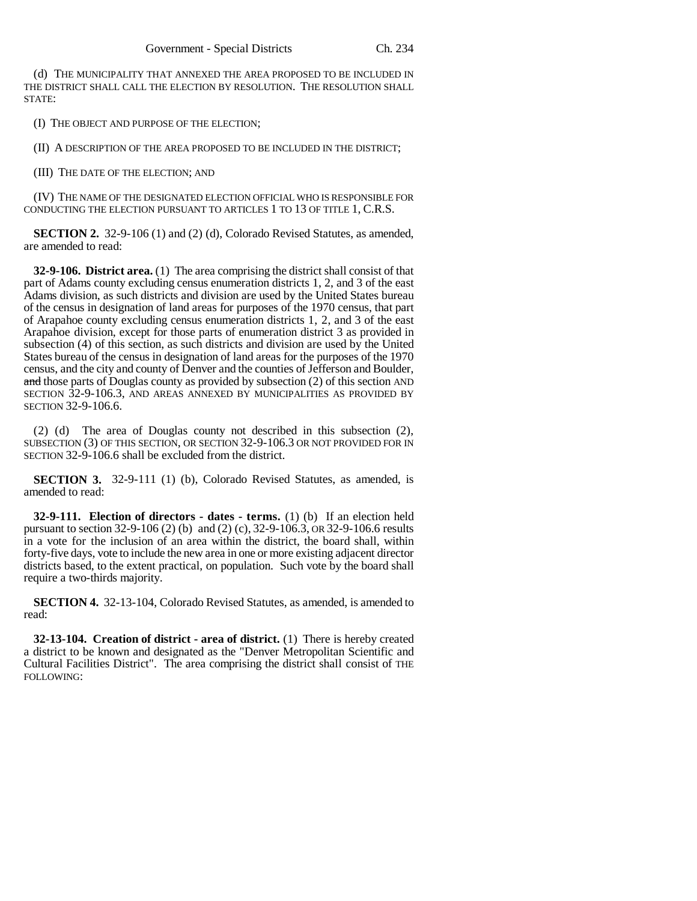(d) THE MUNICIPALITY THAT ANNEXED THE AREA PROPOSED TO BE INCLUDED IN THE DISTRICT SHALL CALL THE ELECTION BY RESOLUTION. THE RESOLUTION SHALL STATE:

(I) THE OBJECT AND PURPOSE OF THE ELECTION;

(II) A DESCRIPTION OF THE AREA PROPOSED TO BE INCLUDED IN THE DISTRICT;

(III) THE DATE OF THE ELECTION; AND

(IV) THE NAME OF THE DESIGNATED ELECTION OFFICIAL WHO IS RESPONSIBLE FOR CONDUCTING THE ELECTION PURSUANT TO ARTICLES 1 TO 13 OF TITLE 1, C.R.S.

**SECTION 2.** 32-9-106 (1) and (2) (d), Colorado Revised Statutes, as amended, are amended to read:

**32-9-106. District area.** (1) The area comprising the district shall consist of that part of Adams county excluding census enumeration districts 1, 2, and 3 of the east Adams division, as such districts and division are used by the United States bureau of the census in designation of land areas for purposes of the 1970 census, that part of Arapahoe county excluding census enumeration districts 1, 2, and 3 of the east Arapahoe division, except for those parts of enumeration district 3 as provided in subsection (4) of this section, as such districts and division are used by the United States bureau of the census in designation of land areas for the purposes of the 1970 census, and the city and county of Denver and the counties of Jefferson and Boulder, ~~and~~ those parts of Douglas county as provided by subsection (2) of this section AND SECTION 32-9-106.3, AND AREAS ANNEXED BY MUNICIPALITIES AS PROVIDED BY SECTION 32-9-106.6.

(2) (d) The area of Douglas county not described in this subsection (2), SUBSECTION (3) OF THIS SECTION, OR SECTION 32-9-106.3 OR NOT PROVIDED FOR IN SECTION 32-9-106.6 shall be excluded from the district.

**SECTION 3.** 32-9-111 (1) (b), Colorado Revised Statutes, as amended, is amended to read:

**32-9-111. Election of directors - dates - terms.** (1) (b) If an election held pursuant to section 32-9-106 (2) (b) and (2) (c), 32-9-106.3, OR 32-9-106.6 results in a vote for the inclusion of an area within the district, the board shall, within forty-five days, vote to include the new area in one or more existing adjacent director districts based, to the extent practical, on population. Such vote by the board shall require a two-thirds majority.

**SECTION 4.** 32-13-104, Colorado Revised Statutes, as amended, is amended to read:

**32-13-104. Creation of district - area of district.** (1) There is hereby created a district to be known and designated as the "Denver Metropolitan Scientific and Cultural Facilities District". The area comprising the district shall consist of THE FOLLOWING: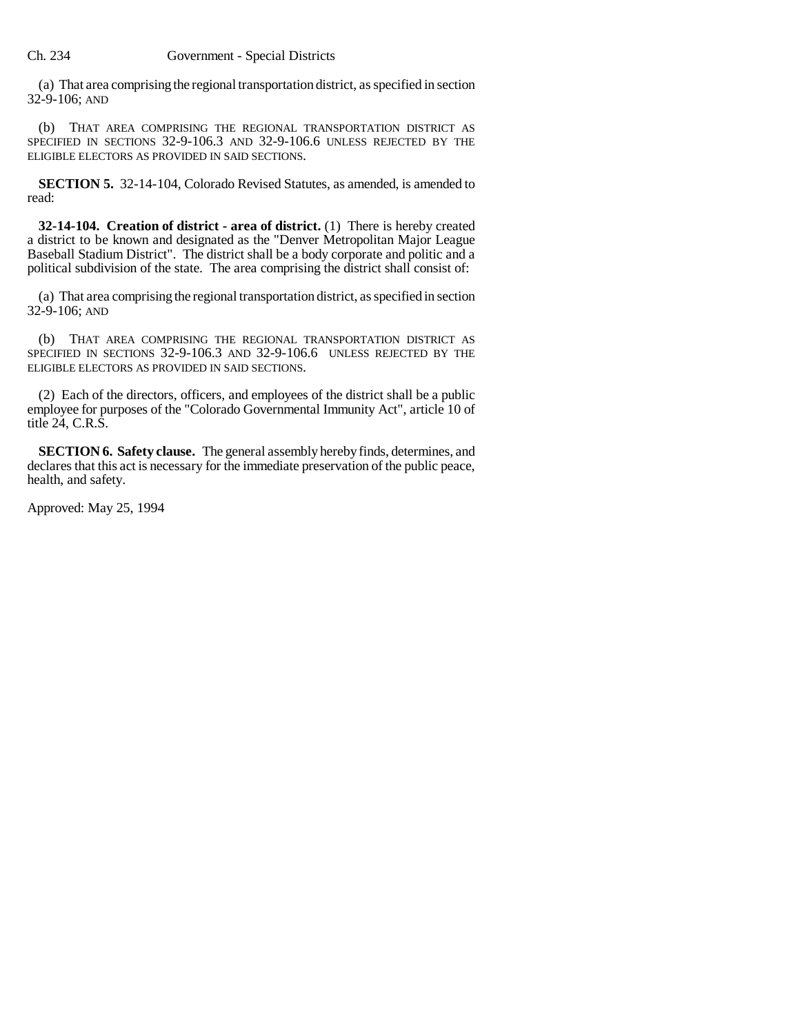(a) That area comprising the regional transportation district, as specified in section 32-9-106; AND

(b) THAT AREA COMPRISING THE REGIONAL TRANSPORTATION DISTRICT AS SPECIFIED IN SECTIONS 32-9-106.3 AND 32-9-106.6 UNLESS REJECTED BY THE ELIGIBLE ELECTORS AS PROVIDED IN SAID SECTIONS.

**SECTION 5.** 32-14-104, Colorado Revised Statutes, as amended, is amended to read:

**32-14-104. Creation of district - area of district.** (1) There is hereby created a district to be known and designated as the "Denver Metropolitan Major League Baseball Stadium District". The district shall be a body corporate and politic and a political subdivision of the state. The area comprising the district shall consist of:

(a) That area comprising the regional transportation district, as specified in section 32-9-106; AND

(b) THAT AREA COMPRISING THE REGIONAL TRANSPORTATION DISTRICT AS SPECIFIED IN SECTIONS 32-9-106.3 AND 32-9-106.6 UNLESS REJECTED BY THE ELIGIBLE ELECTORS AS PROVIDED IN SAID SECTIONS.

(2) Each of the directors, officers, and employees of the district shall be a public employee for purposes of the "Colorado Governmental Immunity Act", article 10 of title 24, C.R.S.

**SECTION 6. Safety clause.** The general assembly hereby finds, determines, and declares that this act is necessary for the immediate preservation of the public peace, health, and safety.

Approved: May 25, 1994